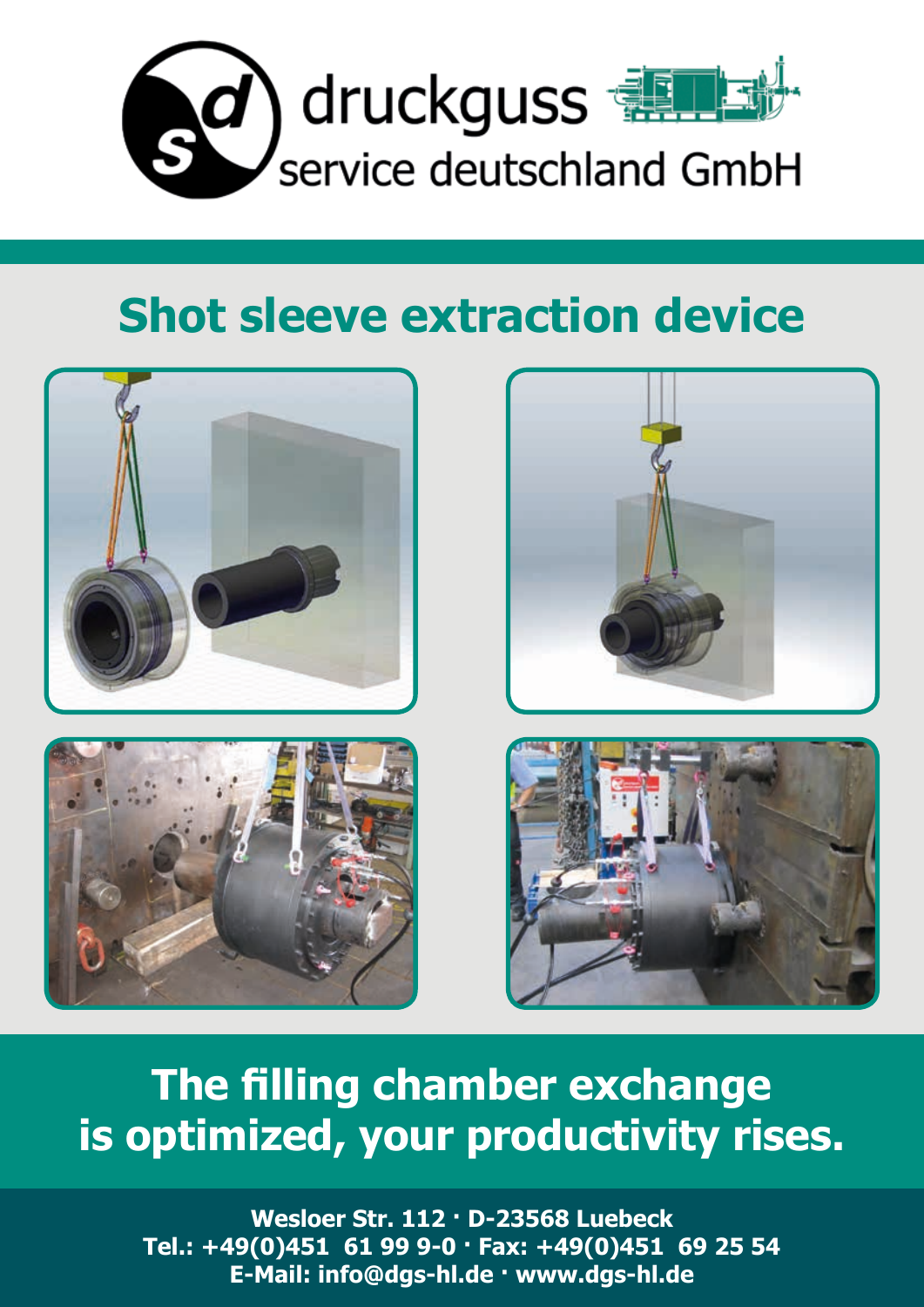druckguss
service deutschland GmbH

# Shot sleeve extraction device

## The filling chamber exchange is optimized, your productivity rises.

**Wesloer Str. 112 · D-23568 Luebeck**
**Tel.: +49(0)451 61 99 9-0 · Fax: +49(0)451 69 25 54**
**E-Mail: info@dgs-hl.de · www.dgs-hl.de**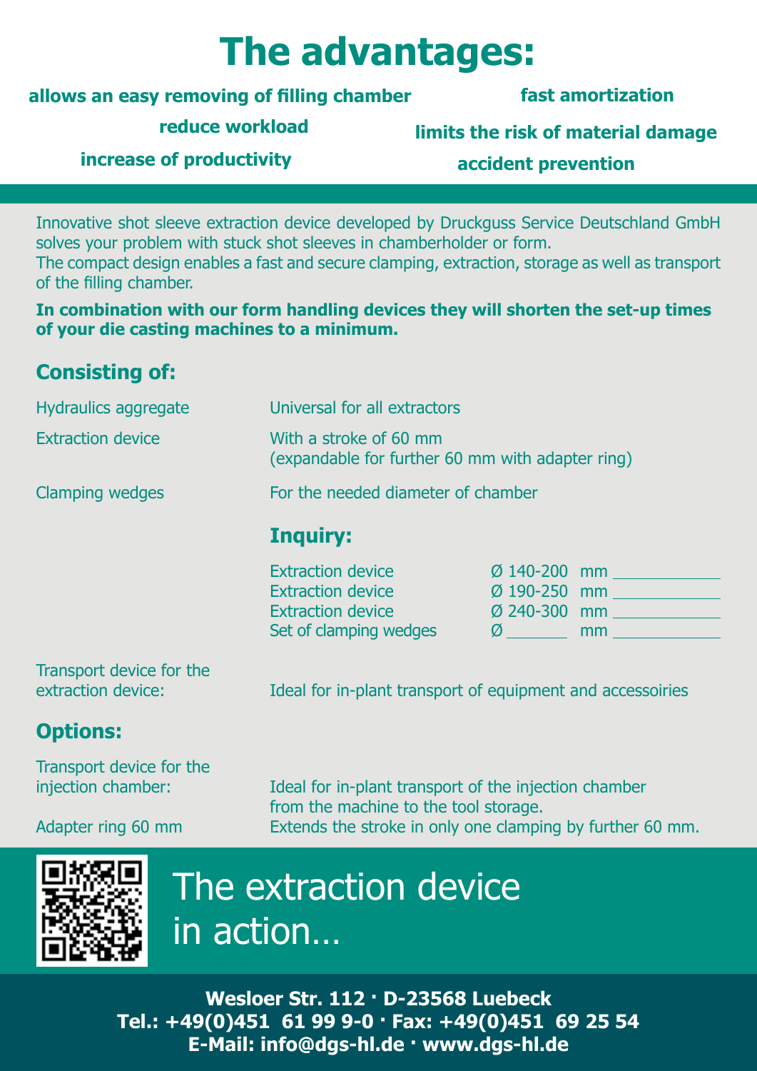# The advantages:

- allows an easy removing of filling chamber
- fast amortization
- reduce workload
- limits the risk of material damage
- increase of productivity
- accident prevention

Innovative shot sleeve extraction device developed by Druckguss Service Deutschland GmbH solves your problem with stuck shot sleeves in chamberholder or form.
The compact design enables a fast and secure clamping, extraction, storage as well as transport of the filling chamber.

**In combination with our form handling devices they will shorten the set-up times of your die casting machines to a minimum.**

## Consisting of:

| | |
|---|---|
| Hydraulics aggregate | Universal for all extractors |
| Extraction device | With a stroke of 60 mm (expandable for further 60 mm with adapter ring) |
| Clamping wedges | For the needed diameter of chamber |

### Inquiry:

| | | |
|---|---|---|
| Extraction device | Ø 140-200 mm | ____________ |
| Extraction device | Ø 190-250 mm | ____________ |
| Extraction device | Ø 240-300 mm | ____________ |
| Set of clamping wedges | Ø _______ mm | ____________ |

| | |
|---|---|
| Transport device for the extraction device: | Ideal for in-plant transport of equipment and accessoiries |

## Options:

| | |
|---|---|
| Transport device for the injection chamber: | Ideal for in-plant transport of the injection chamber from the machine to the tool storage. |
| Adapter ring 60 mm | Extends the stroke in only one clamping by further 60 mm. |

The extraction device in action...

**Wesloer Str. 112 · D-23568 Luebeck**
**Tel.: +49(0)451 61 99 9-0 · Fax: +49(0)451 69 25 54**
**E-Mail: info@dgs-hl.de · www.dgs-hl.de**